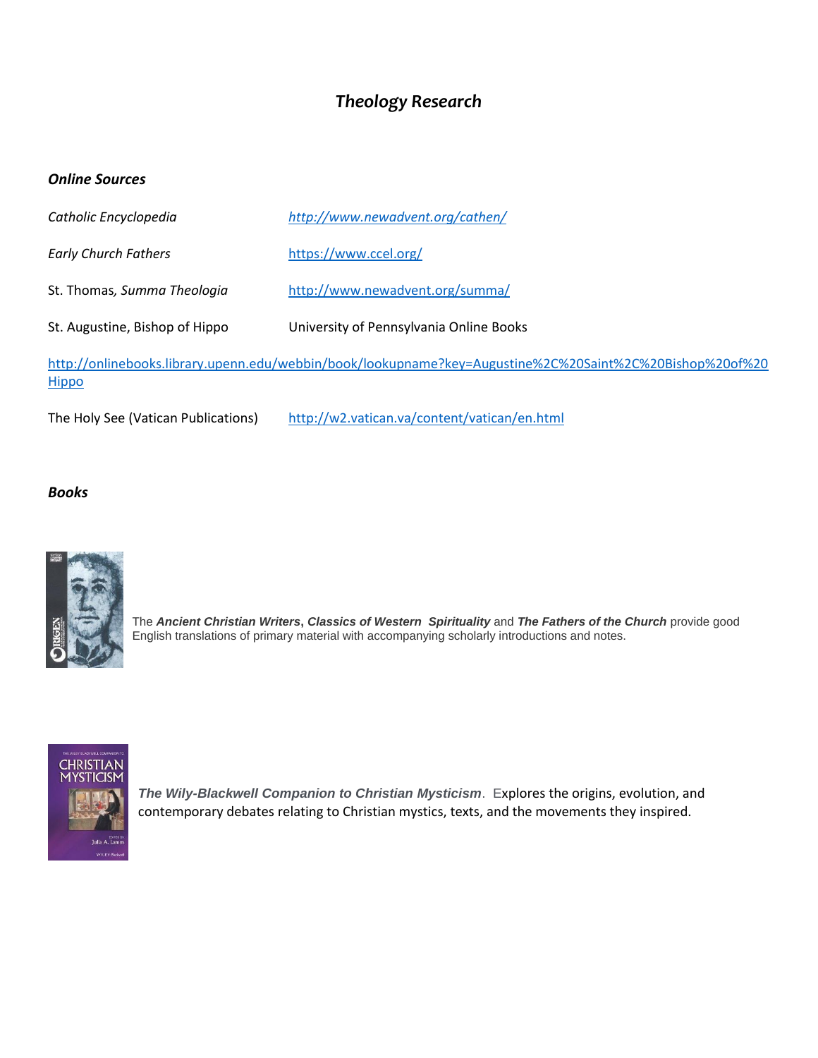# *Theology Research*

## *Online Sources*

| | |
|---|---|
| *Catholic Encyclopedia* | *http://www.newadvent.org/cathen/* |
| *Early Church Fathers* | https://www.ccel.org/ |
| St. Thomas*, Summa Theologia* | http://www.newadvent.org/summa/ |
| St. Augustine, Bishop of Hippo | University of Pennsylvania Online Books |

http://onlinebooks.library.upenn.edu/webbin/book/lookupname?key=Augustine%2C%20Saint%2C%20Bishop%20of%20Hippo

| | |
|---|---|
| The Holy See (Vatican Publications) | http://w2.vatican.va/content/vatican/en.html |

## *Books*

The ***Ancient Christian Writers***, ***Classics of Western Spirituality*** and ***The Fathers of the Church*** provide good English translations of primary material with accompanying scholarly introductions and notes.

***The Wily-Blackwell Companion to Christian Mysticism***. Explores the origins, evolution, and contemporary debates relating to Christian mystics, texts, and the movements they inspired.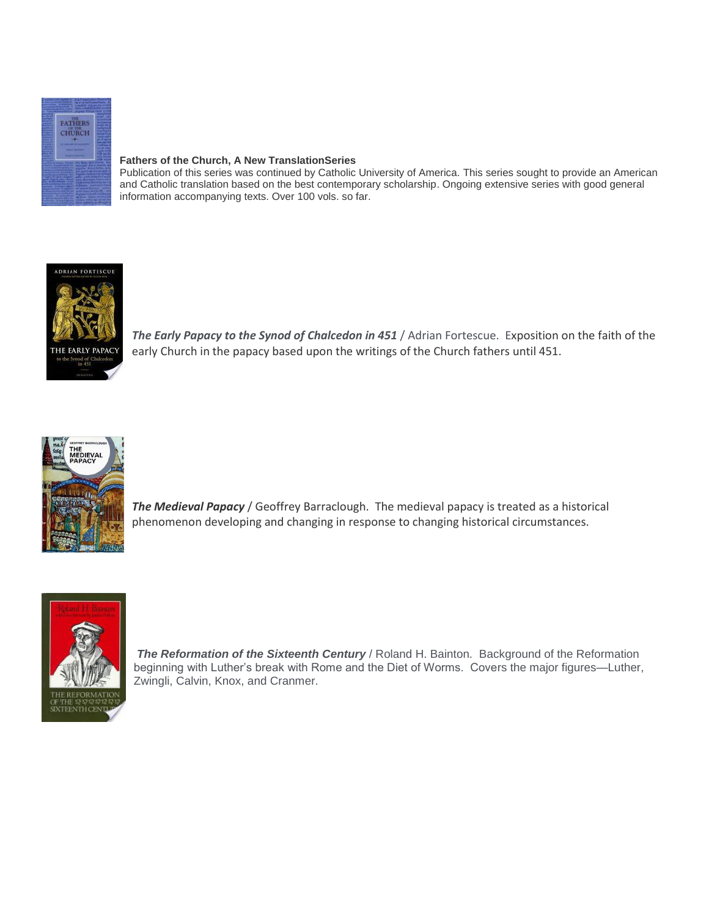**Fathers of the Church, A New TranslationSeries**
Publication of this series was continued by Catholic University of America. This series sought to provide an American and Catholic translation based on the best contemporary scholarship. Ongoing extensive series with good general information accompanying texts. Over 100 vols. so far.

***The Early Papacy to the Synod of Chalcedon in 451*** / Adrian Fortescue. Exposition on the faith of the early Church in the papacy based upon the writings of the Church fathers until 451.

***The Medieval Papacy*** / Geoffrey Barraclough. The medieval papacy is treated as a historical phenomenon developing and changing in response to changing historical circumstances.

***The Reformation of the Sixteenth Century*** / Roland H. Bainton. Background of the Reformation beginning with Luther's break with Rome and the Diet of Worms. Covers the major figures—Luther, Zwingli, Calvin, Knox, and Cranmer.